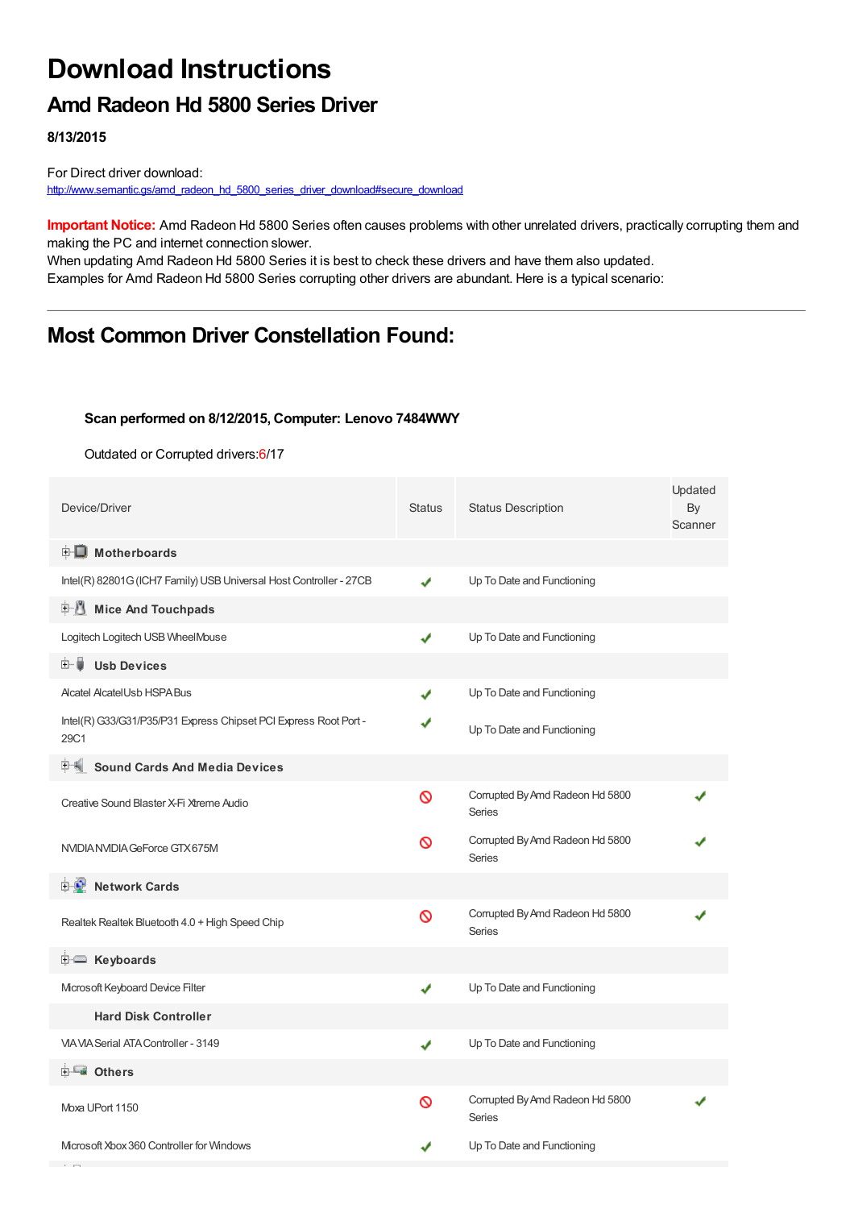# Download Instructions

## Amd Radeon Hd 5800 Series Driver

**8/13/2015**

For Direct driver download:
http://www.semantic.gs/amd_radeon_hd_5800_series_driver_download#secure_download

**Important Notice:** Amd Radeon Hd 5800 Series often causes problems with other unrelated drivers, practically corrupting them and making the PC and internet connection slower.
When updating Amd Radeon Hd 5800 Series it is best to check these drivers and have them also updated.
Examples for Amd Radeon Hd 5800 Series corrupting other drivers are abundant. Here is a typical scenario:

---

## Most Common Driver Constellation Found:

**Scan performed on 8/12/2015, Computer: Lenovo 7484WWY**

Outdated or Corrupted drivers:6/17

| Device/Driver | Status | Status Description | Updated By Scanner |
|---|---|---|---|
| **Motherboards** | | | |
| Intel(R) 82801G (ICH7 Family) USB Universal Host Controller - 27CB | ✔ | Up To Date and Functioning | |
| **Mice And Touchpads** | | | |
| Logitech Logitech USB WheelMouse | ✔ | Up To Date and Functioning | |
| **Usb Devices** | | | |
| Alcatel AlcatelUsb HSPA Bus | ✔ | Up To Date and Functioning | |
| Intel(R) G33/G31/P35/P31 Express Chipset PCI Express Root Port - 29C1 | ✔ | Up To Date and Functioning | |
| **Sound Cards And Media Devices** | | | |
| Creative Sound Blaster X-Fi Xtreme Audio | 🚫 | Corrupted By Amd Radeon Hd 5800 Series | ✔ |
| NVIDIA NVIDIA GeForce GTX 675M | 🚫 | Corrupted By Amd Radeon Hd 5800 Series | ✔ |
| **Network Cards** | | | |
| Realtek Realtek Bluetooth 4.0 + High Speed Chip | 🚫 | Corrupted By Amd Radeon Hd 5800 Series | ✔ |
| **Keyboards** | | | |
| Microsoft Keyboard Device Filter | ✔ | Up To Date and Functioning | |
| **Hard Disk Controller** | | | |
| VIA VIA Serial ATA Controller - 3149 | ✔ | Up To Date and Functioning | |
| **Others** | | | |
| Moxa UPort 1150 | 🚫 | Corrupted By Amd Radeon Hd 5800 Series | ✔ |
| Microsoft Xbox 360 Controller for Windows | ✔ | Up To Date and Functioning | |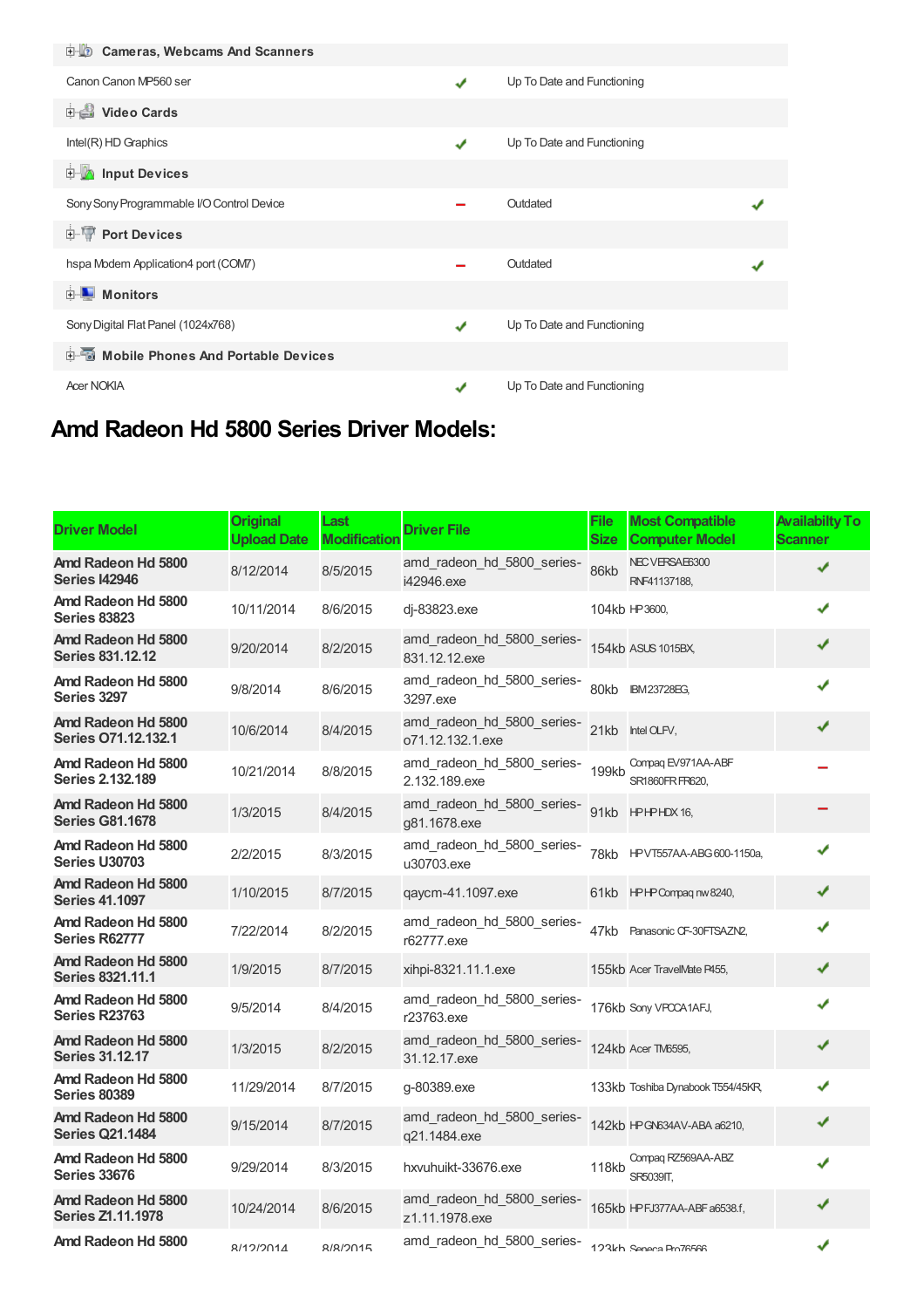| | | | |
|---|---|---|---|
| **Cameras, Webcams And Scanners** | | | |
| Canon Canon MP560 ser | ✔ | Up To Date and Functioning | |
| **Video Cards** | | | |
| Intel(R) HD Graphics | ✔ | Up To Date and Functioning | |
| **Input Devices** | | | |
| Sony Sony Programmable I/O Control Device | – | Outdated | ✔ |
| **Port Devices** | | | |
| hspa Modem Application4 port (COM7) | – | Outdated | ✔ |
| **Monitors** | | | |
| Sony Digital Flat Panel (1024x768) | ✔ | Up To Date and Functioning | |
| **Mobile Phones And Portable Devices** | | | |
| Acer NOKIA | ✔ | Up To Date and Functioning | |

## Amd Radeon Hd 5800 Series Driver Models:

| Driver Model | Original Upload Date | Last Modification | Driver File | File Size | Most Compatible Computer Model | Availabilty To Scanner |
|---|---|---|---|---|---|---|
| **Amd Radeon Hd 5800 Series I42946** | 8/12/2014 | 8/5/2015 | amd_radeon_hd_5800_series-i42946.exe | 86kb | NEC VERSAE6300 RNF41137188, | ✔ |
| **Amd Radeon Hd 5800 Series 83823** | 10/11/2014 | 8/6/2015 | dj-83823.exe | 104kb | HP 3600, | ✔ |
| **Amd Radeon Hd 5800 Series 831.12.12** | 9/20/2014 | 8/2/2015 | amd_radeon_hd_5800_series-831.12.12.exe | 154kb | ASUS 1015BX, | ✔ |
| **Amd Radeon Hd 5800 Series 3297** | 9/8/2014 | 8/6/2015 | amd_radeon_hd_5800_series-3297.exe | 80kb | IBM 23728EG, | ✔ |
| **Amd Radeon Hd 5800 Series O71.12.132.1** | 10/6/2014 | 8/4/2015 | amd_radeon_hd_5800_series-o71.12.132.1.exe | 21kb | Intel OLFV, | ✔ |
| **Amd Radeon Hd 5800 Series 2.132.189** | 10/21/2014 | 8/8/2015 | amd_radeon_hd_5800_series-2.132.189.exe | 199kb | Compaq EV971AA-ABF SR1860FR FR620, | – |
| **Amd Radeon Hd 5800 Series G81.1678** | 1/3/2015 | 8/4/2015 | amd_radeon_hd_5800_series-g81.1678.exe | 91kb | HP HP HDX 16, | – |
| **Amd Radeon Hd 5800 Series U30703** | 2/2/2015 | 8/3/2015 | amd_radeon_hd_5800_series-u30703.exe | 78kb | HP VT557AA-ABG 600-1150a, | ✔ |
| **Amd Radeon Hd 5800 Series 41.1097** | 1/10/2015 | 8/7/2015 | qaycm-41.1097.exe | 61kb | HP HP Compaq nw8240, | ✔ |
| **Amd Radeon Hd 5800 Series R62777** | 7/22/2014 | 8/2/2015 | amd_radeon_hd_5800_series-r62777.exe | 47kb | Panasonic CF-30FTSAZN2, | ✔ |
| **Amd Radeon Hd 5800 Series 8321.11.1** | 1/9/2015 | 8/7/2015 | xihpi-8321.11.1.exe | 155kb | Acer TravelMate P455, | ✔ |
| **Amd Radeon Hd 5800 Series R23763** | 9/5/2014 | 8/4/2015 | amd_radeon_hd_5800_series-r23763.exe | 176kb | Sony VPCCA1AFJ, | ✔ |
| **Amd Radeon Hd 5800 Series 31.12.17** | 1/3/2015 | 8/2/2015 | amd_radeon_hd_5800_series-31.12.17.exe | 124kb | Acer TM6595, | ✔ |
| **Amd Radeon Hd 5800 Series 80389** | 11/29/2014 | 8/7/2015 | g-80389.exe | 133kb | Toshiba Dynabook T554/45KR, | ✔ |
| **Amd Radeon Hd 5800 Series Q21.1484** | 9/15/2014 | 8/7/2015 | amd_radeon_hd_5800_series-q21.1484.exe | 142kb | HP GN634AV-ABA a6210, | ✔ |
| **Amd Radeon Hd 5800 Series 33676** | 9/29/2014 | 8/3/2015 | hxvuhuikt-33676.exe | 118kb | Compaq RZ569AA-ABZ SR5039IT, | ✔ |
| **Amd Radeon Hd 5800 Series Z1.11.1978** | 10/24/2014 | 8/6/2015 | amd_radeon_hd_5800_series-z1.11.1978.exe | 165kb | HP FJ377AA-ABF a6538.f, | ✔ |
| **Amd Radeon Hd 5800** | 8/12/2014 | 8/8/2015 | amd_radeon_hd_5800_series- | 123kb | Seneca Pro76566 | ✔ |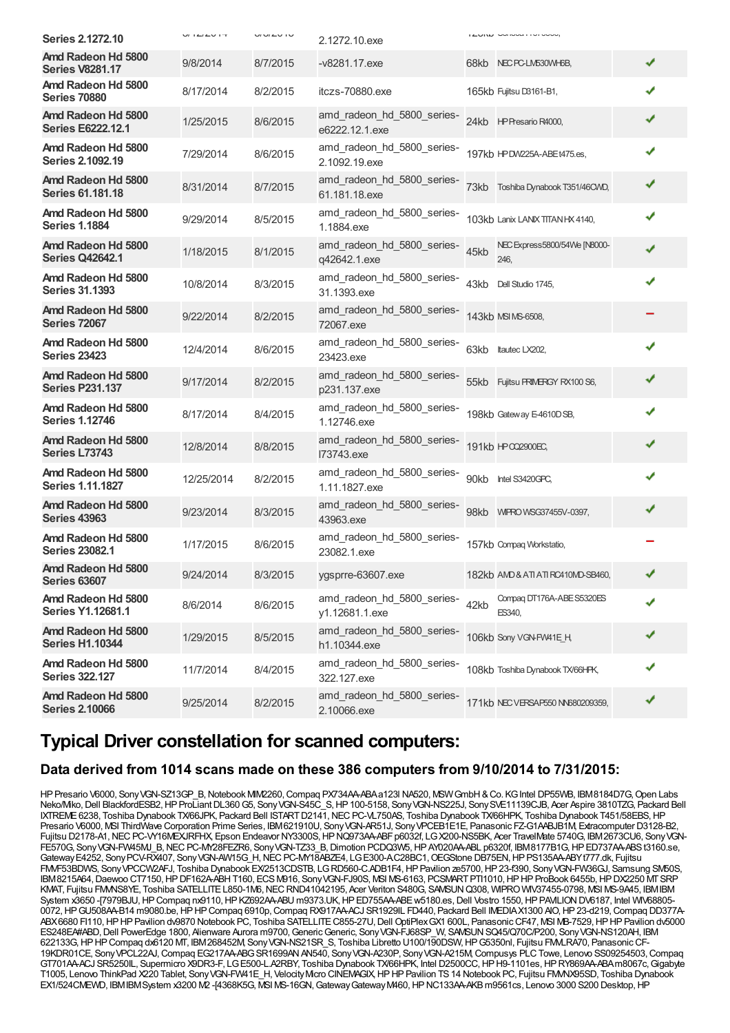| | | | | | | |
|---|---|---|---|---|---|---|
| Series 2.1272.10 | | | 2.1272.10.exe | | | |
| Amd Radeon Hd 5800 Series V8281.17 | 9/8/2014 | 8/7/2015 | -v8281.17.exe | 68kb | NEC PC-LM530WH6B, | ✔ |
| Amd Radeon Hd 5800 Series 70880 | 8/17/2014 | 8/2/2015 | itczs-70880.exe | 165kb | Fujitsu D3161-B1, | ✔ |
| Amd Radeon Hd 5800 Series E6222.12.1 | 1/25/2015 | 8/6/2015 | amd_radeon_hd_5800_series-e6222.12.1.exe | 24kb | HP Presario R4000, | ✔ |
| Amd Radeon Hd 5800 Series 2.1092.19 | 7/29/2014 | 8/6/2015 | amd_radeon_hd_5800_series-2.1092.19.exe | 197kb | HP DW225A-ABE t475.es, | ✔ |
| Amd Radeon Hd 5800 Series 61.181.18 | 8/31/2014 | 8/7/2015 | amd_radeon_hd_5800_series-61.181.18.exe | 73kb | Toshiba Dynabook T351/46CWD, | ✔ |
| Amd Radeon Hd 5800 Series 1.1884 | 9/29/2014 | 8/5/2015 | amd_radeon_hd_5800_series-1.1884.exe | 103kb | Lanix LANIX TITAN HX 4140, | ✔ |
| Amd Radeon Hd 5800 Series Q42642.1 | 1/18/2015 | 8/1/2015 | amd_radeon_hd_5800_series-q42642.1.exe | 45kb | NEC Express5800/54We [N8000-246, | ✔ |
| Amd Radeon Hd 5800 Series 31.1393 | 10/8/2014 | 8/3/2015 | amd_radeon_hd_5800_series-31.1393.exe | 43kb | Dell Studio 1745, | ✔ |
| Amd Radeon Hd 5800 Series 72067 | 9/22/2014 | 8/2/2015 | amd_radeon_hd_5800_series-72067.exe | 143kb | MSI MS-6508, | – |
| Amd Radeon Hd 5800 Series 23423 | 12/4/2014 | 8/6/2015 | amd_radeon_hd_5800_series-23423.exe | 63kb | Itautec LX202, | ✔ |
| Amd Radeon Hd 5800 Series P231.137 | 9/17/2014 | 8/2/2015 | amd_radeon_hd_5800_series-p231.137.exe | 55kb | Fujitsu PRIMERGY RX100 S6, | ✔ |
| Amd Radeon Hd 5800 Series 1.12746 | 8/17/2014 | 8/4/2015 | amd_radeon_hd_5800_series-1.12746.exe | 198kb | Gateway E-4610D SB, | ✔ |
| Amd Radeon Hd 5800 Series L73743 | 12/8/2014 | 8/8/2015 | amd_radeon_hd_5800_series-l73743.exe | 191kb | HP CQ2900EC, | ✔ |
| Amd Radeon Hd 5800 Series 1.11.1827 | 12/25/2014 | 8/2/2015 | amd_radeon_hd_5800_series-1.11.1827.exe | 90kb | Intel S3420GPC, | ✔ |
| Amd Radeon Hd 5800 Series 43963 | 9/23/2014 | 8/3/2015 | amd_radeon_hd_5800_series-43963.exe | 98kb | WIPRO WSG37455V-0397, | ✔ |
| Amd Radeon Hd 5800 Series 23082.1 | 1/17/2015 | 8/6/2015 | amd_radeon_hd_5800_series-23082.1.exe | 157kb | Compaq Workstatio, | – |
| Amd Radeon Hd 5800 Series 63607 | 9/24/2014 | 8/3/2015 | ygsprre-63607.exe | 182kb | AMD & ATI ATI RC410MD-SB460, | ✔ |
| Amd Radeon Hd 5800 Series Y1.12681.1 | 8/6/2014 | 8/6/2015 | amd_radeon_hd_5800_series-y1.12681.1.exe | 42kb | Compaq DT176A-ABE S5320ES ES340, | ✔ |
| Amd Radeon Hd 5800 Series H1.10344 | 1/29/2015 | 8/5/2015 | amd_radeon_hd_5800_series-h1.10344.exe | 106kb | Sony VGN-FW41E_H, | ✔ |
| Amd Radeon Hd 5800 Series 322.127 | 11/7/2014 | 8/4/2015 | amd_radeon_hd_5800_series-322.127.exe | 108kb | Toshiba Dynabook TX/66HPK, | ✔ |
| Amd Radeon Hd 5800 Series 2.10066 | 9/25/2014 | 8/2/2015 | amd_radeon_hd_5800_series-2.10066.exe | 171kb | NEC VERSAP550 NN680209359, | ✔ |

# Typical Driver constellation for scanned computers:

## Data derived from 1014 scans made on these 386 computers from 9/10/2014 to 7/31/2015:

HP Presario V6000, Sony VGN-SZ13GP_B, Notebook MIM2260, Compaq PX734AA-ABA a123l NA520, MSW GmbH & Co. KG Intel DP55WB, IBM 8184D7G, Open Labs Neko/Miko, Dell BlackfordESB2, HP ProLiant DL360 G5, Sony VGN-S45C_S, HP 100-5158, Sony VGN-NS225J, Sony SVE11139CJB, Acer Aspire 3810TZG, Packard Bell IXTREME 6238, Toshiba Dynabook TX/66JPK, Packard Bell ISTART D2141, NEC PC-VL750AS, Toshiba Dynabook TX/66HPK, Toshiba Dynabook T451/58EBS, HP Presario V6000, MSI ThirdWave Corporation Prime Series, IBM 621910U, Sony VGN-AR51J, Sony VPCEB1E1E, Panasonic FZ-G1AABJB1M, Extracomputer D3128-B2, Fujitsu D2178-A1, NEC PC-VY16MEXJRFHX, Epson Endeavor NY3300S, HP NQ973AA-ABF p6032f, LG X200-NS5BK, Acer TravelMate 5740G, IBM 2673CU6, Sony VGN-FE570G, Sony VGN-FW45MJ_B, NEC PC-MY28FEZR6, Sony VGN-TZ33_B, Dimotion PCDQ3W5, HP AY020AA-ABL p6320f, IBM 8177B1G, HP ED737AA-ABS t3160.se, Gateway E4252, Sony PCV-RX407, Sony VGN-AW15G_H, NEC PC-MY18ABZE4, LG E300-A.C28BC1, OEGStone DB75EN, HP PS135AA-ABY t777.dk, Fujitsu FMVF53BDWS, Sony VPCCW2AFJ, Toshiba Dynabook EX/2513CDSTB, LG RD560-C.ADB1F4, HP Pavilion ze5700, HP 23-f390, Sony VGN-FW36GJ, Samsung SM50S, IBM 8215A64, Daewoo CT7150, HP DF162A-ABH T160, ECS M916, Sony VGN-FJ90S, MSI MS-6163, PCSMART PTI1010, HP HP ProBook 6455b, HP DX2250 MT SRP KMAT, Fujitsu FMVNS8YE, Toshiba SATELLITE L850-1M6, NEC RND41042195, Acer Veriton S480G, SAMSUN Q308, WIPRO WIV37455-0798, MSI MS-9A45, IBM IBM System x3650 -[7979BJU, HP Compaq nx9110, HP KZ692AA-ABU m9373.UK, HP ED755AA-ABE w5180.es, Dell Vostro 1550, HP PAVILION DV6187, Intel WIV68805-0072, HP GU508AA-B14 m9080.be, HP HP Compaq 6910p, Compaq RX917AA-ACJ SR1929IL FD440, Packard Bell IMEDIA X1300 AIO, HP 23-d219, Compaq DD377A-ABX 6680 FI110, HP HP Pavilion dv9870 Notebook PC, Toshiba SATELLITE C855-27U, Dell OptiPlex GX1 600L, Panasonic CF47, MSI MB-7529, HP HP Pavilion dv5000 ES248EA#ABD, Dell PowerEdge 1800, Alienware Aurora m9700, Generic Generic, Sony VGN-FJ68SP_W, SAMSUN SQ45/Q70C/P200, Sony VGN-NS120AH, IBM 622133G, HP HP Compaq dx6120 MT, IBM 268452M, Sony VGN-NS21SR_S, Toshiba Libretto U100/190DSW, HP G5350nl, Fujitsu FMLRA70, Panasonic CF-19KDR01CE, Sony VPCL22AJ, Compaq EG217AA-ABG SR1699AN AN540, Sony VGN-A230P, Sony VGN-A215M, Compusys PLC Towe, Lenovo SS09254503, Compaq GT701AA-ACJ SR5250IL, Supermicro X9DR3-F, LG E500-L.A2RBY, Toshiba Dynabook TX/66HPK, Intel D2500CC, HP H9-1101es, HP RY869AA-ABA m8067c, Gigabyte T1005, Lenovo ThinkPad X220 Tablet, Sony VGN-FW41E_H, Velocity Micro CINEMAGIX, HP HP Pavilion TS 14 Notebook PC, Fujitsu FMVNX95SD, Toshiba Dynabook EX1/524CMEWD, IBM IBM System x3200 M2 -[4368K5G, MSI MS-16GN, Gateway Gateway M460, HP NC133AA-AKB m9561cs, Lenovo 3000 S200 Desktop, HP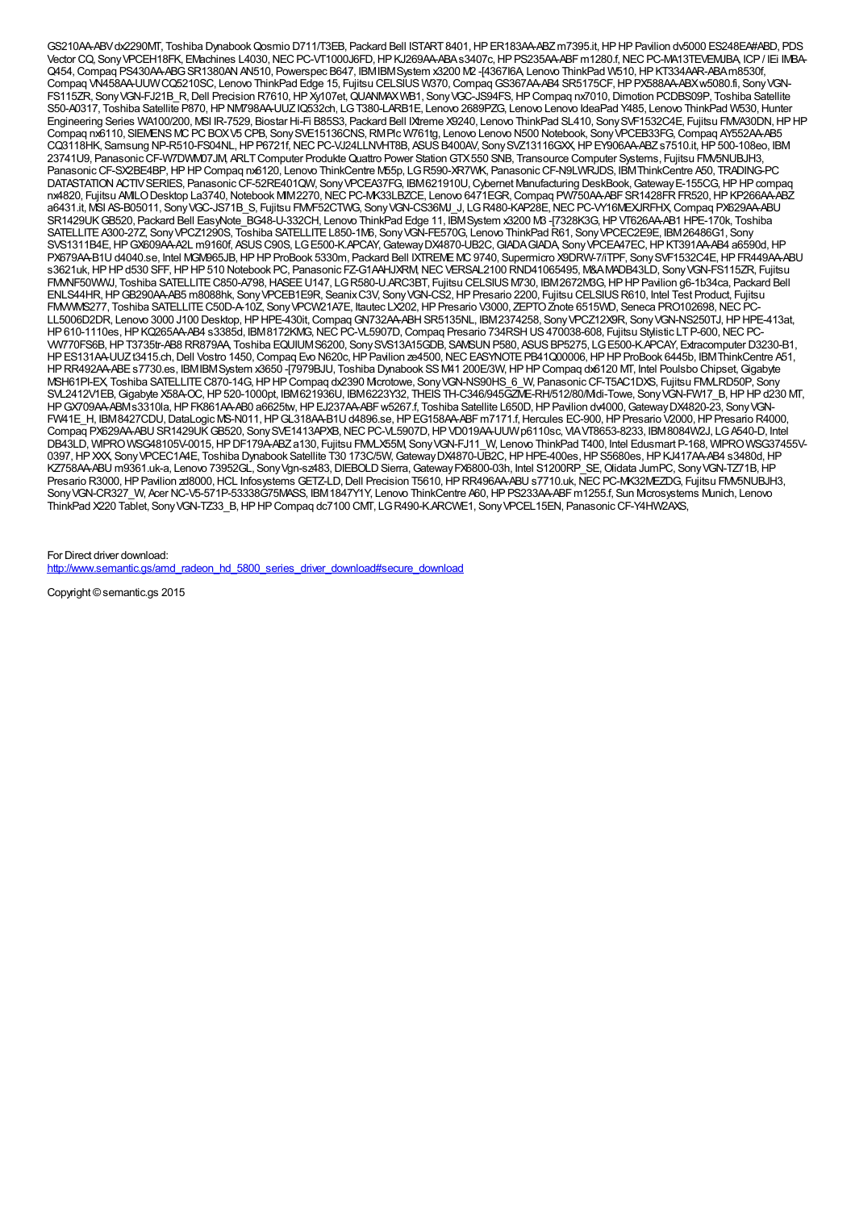GS210AA-ABV dx2290MT, Toshiba Dynabook Qosmio D711/T3EB, Packard Bell ISTART 8401, HP ER183AA-ABZ m7395.it, HP HP Pavilion dv5000 ES248EA#ABD, PDS Vector CQ, Sony VPCEH18FK, EMachines L4030, NEC PC-VT1000J6FD, HP KJ269AA-ABA s3407c, HP PS235AA-ABF m1280.f, NEC PC-MA13TEVEMJBA, ICP / IEi IMBA-Q454, Compaq PS430AA-ABG SR1380AN AN510, Powerspec B647, IBM IBM System x3200 M2 -[4367I6A, Lenovo ThinkPad W510, HP KT334AAR-ABA m8530f, Compaq VN458AA-UUW CQ5210SC, Lenovo ThinkPad Edge 15, Fujitsu CELSIUS W370, Compaq GS367AA-AB4 SR5175CF, HP PX588AA-ABX w5080.fi, Sony VGN-FS115ZR, Sony VGN-FJ21B_R, Dell Precision R7610, HP Xy107et, QUANMAX WB1, Sony VGC-JS94FS, HP Compaq nx7010, Dimotion PCDBS09P, Toshiba Satellite S50-A0317, Toshiba Satellite P870, HP NM798AA-UUZ IQ532ch, LG T380-LARB1E, Lenovo 2689PZG, Lenovo Lenovo IdeaPad Y485, Lenovo ThinkPad W530, Hunter Engineering Series WA100/200, MSI IR-7529, Biostar Hi-Fi B85S3, Packard Bell IXtreme X9240, Lenovo ThinkPad SL410, Sony SVF1532C4E, Fujitsu FMVA30DN, HP HP Compaq nx6110, SIEMENS MC PC BOX V5 CPB, Sony SVE15136CNS, RM Plc W761tg, Lenovo Lenovo N500 Notebook, Sony VPCEB33FG, Compaq AY552AA-AB5 CQ3118HK, Samsung NP-R510-FS04NL, HP P6721f, NEC PC-VJ24LLNVHT8B, ASUS B400AV, Sony SVZ13116GXX, HP EY906AA-ABZ s7510.it, HP 500-108eo, IBM 23741U9, Panasonic CF-W7DWM07JM, ARLT Computer Produkte Quattro Power Station GTX 550 SNB, Transource Computer Systems, Fujitsu FMV5NUBJH3, Panasonic CF-SX2BE4BP, HP HP Compaq nx6120, Lenovo ThinkCentre M55p, LG R590-XR7WK, Panasonic CF-N9LWRJDS, IBM ThinkCentre A50, TRADING-PC DATASTATION ACTIV SERIES, Panasonic CF-52RE401QW, Sony VPCEA37FG, IBM 621910U, Cybernet Manufacturing DeskBook, Gateway E-155CG, HP HP compaq nx4820, Fujitsu AMILO Desktop La3740, Notebook MIM2270, NEC PC-MK33LBZCE, Lenovo 6471EGR, Compaq PW750AA-ABF SR1428FR FR520, HP KP266AA-ABZ a6431.it, MSI AS-B05011, Sony VGC-JS71B_S, Fujitsu FMVF52CTWG, Sony VGN-CS36MJ_J, LG R480-KAP28E, NEC PC-VY16MEXJRFHX, Compaq PX629AA-ABU SR1429UK GB520, Packard Bell EasyNote_BG48-U-332CH, Lenovo ThinkPad Edge 11, IBM System x3200 M3 -[7328K3G, HP VT626AA-AB1 HPE-170k, Toshiba SATELLITE A300-27Z, Sony VPCZ1290S, Toshiba SATELLITE L850-1M6, Sony VGN-FE570G, Lenovo ThinkPad R61, Sony VPCEC2E9E, IBM 26486G1, Sony SVS1311B4E, HP GX609AA-A2L m9160f, ASUS C90S, LG E500-K.APCAY, Gateway DX4870-UB2C, GIADA GIADA, Sony VPCEA47EC, HP KT391AA-AB4 a6590d, HP PX679AA-B1U d4040.se, Intel MGM965JB, HP HP ProBook 5330m, Packard Bell IXTREME MC 9740, Supermicro X9DRW-7/iTPF, Sony SVF1532C4E, HP FR449AA-ABU s3621uk, HP HP d530 SFF, HP HP 510 Notebook PC, Panasonic FZ-G1AAHJXRM, NEC VERSAL2100 RND41065495, M&A MADB43LD, Sony VGN-FS115ZR, Fujitsu FMVNF50WWJ, Toshiba SATELLITE C850-A798, HASEE U147, LG R580-U.ARC3BT, Fujitsu CELSIUS M730, IBM 2672M3G, HP HP Pavilion g6-1b34ca, Packard Bell ENLS44HR, HP GB290AA-AB5 m8088hk, Sony VPCEB1E9R, Seanix C3V, Sony VGN-CS2, HP Presario 2200, Fujitsu CELSIUS R610, Intel Test Product, Fujitsu FMVWMS277, Toshiba SATELLITE C50D-A-10Z, Sony VPCW21A7E, Itautec LX202, HP Presario V3000, ZEPTO Znote 6515WD, Seneca PRO102698, NEC PC-LL5006D2DR, Lenovo 3000 J100 Desktop, HP HPE-430it, Compaq GN732AA-ABH SR5135NL, IBM 2374258, Sony VPCZ12X9R, Sony VGN-NS250TJ, HP HPE-413at, HP 610-1110es, HP KQ265AA-AB4 s3385d, IBM 8172KMG, NEC PC-VL5907D, Compaq Presario 734RSH US 470038-608, Fujitsu Stylistic LT P-600, NEC PC-VW770FS6B, HP T3735tr-AB8 RR879AA, Toshiba EQUIUM S6200, Sony SVS13A15GDB, SAMSUN P580, ASUS BP5275, LG E500-K.APCAY, Extracomputer D3230-B1, HP ES131AA-UUZ t3415.ch, Dell Vostro 1450, Compaq Evo N620c, HP Pavilion ze4500, NEC EASYNOTE PB41Q00006, HP HP ProBook 6445b, IBM ThinkCentre A51, HP RR492AA-ABE s7730.es, IBM IBM System x3650 -[7979BJU, Toshiba Dynabook SS M41 200E/3W, HP HP Compaq dx6120 MT, Intel Poulsbo Chipset, Gigabyte MSH61PI-EX, Toshiba SATELLITE C870-14G, HP HP Compaq dx2390 Microtowe, Sony VGN-NS90HS_6_W, Panasonic CF-T5AC1DXS, Fujitsu FMVLRD50P, Sony SVL2412V1EB, Gigabyte X58A-OC, HP 520-1000pt, IBM 621936U, IBM 6223Y32, THEIS TH-C346/945GZME-RH/512/80/Midi-Towe, Sony VGN-FW17_B, HP HP d230 MT, HP GX709AA-ABM s3310la, HP FK861AA-AB0 a6625tw, HP EJ237AA-ABF w5267.f, Toshiba Satellite L650D, HP Pavilion dv4000, Gateway DX4820-23, Sony VGN-FW41E_H, IBM 8427CDU, DataLogic MS-N011, HP GL318AA-B1U d4896.se, HP EG158AA-ABF m7171.f, Hercules EC-900, HP Presario V2000, HP Presario R4000, Compaq PX629AA-ABU SR1429UK GB520, Sony SVE1413APXB, NEC PC-VL5907D, HP VD019AA-UUW p6110sc, VIA VT8653-8233, IBM 8084W2J, LG A540-D, Intel DB43LD, WIPRO WSG48105V-0015, HP DF179A-ABZ a130, Fujitsu FMVLX55M, Sony VGN-FJ11_W, Lenovo ThinkPad T400, Intel Edusmart P-168, WIPRO WSG37455V-0397, HP XXX, Sony VPCEC1A4E, Toshiba Dynabook Satellite T30 173C/5W, Gateway DX4870-UB2C, HP HPE-400es, HP S5680es, HP KJ417AA-AB4 s3480d, HP KZ758AA-ABU m9361.uk-a, Lenovo 73952GL, Sony Vgn-sz483, DIEBOLD Sierra, Gateway FX6800-03h, Intel S1200RP_SE, Olidata JumPC, Sony VGN-TZ71B, HP Presario R3000, HP Pavilion zd8000, HCL Infosystems GETZ-LD, Dell Precision T5610, HP RR496AA-ABU s7710.uk, NEC PC-MK32MEZDG, Fujitsu FMV5NUBJH3, Sony VGN-CR327_W, Acer NC-V5-571P-53338G75MASS, IBM 1847Y1Y, Lenovo ThinkCentre A60, HP PS233AA-ABF m1255.f, Sun Microsystems Munich, Lenovo ThinkPad X220 Tablet, Sony VGN-TZ33_B, HP HP Compaq dc7100 CMT, LG R490-K.ARCWE1, Sony VPCEL15EN, Panasonic CF-Y4HW2AXS,

For Direct driver download:
http://www.semantic.gs/amd_radeon_hd_5800_series_driver_download#secure_download

Copyright © semantic.gs 2015